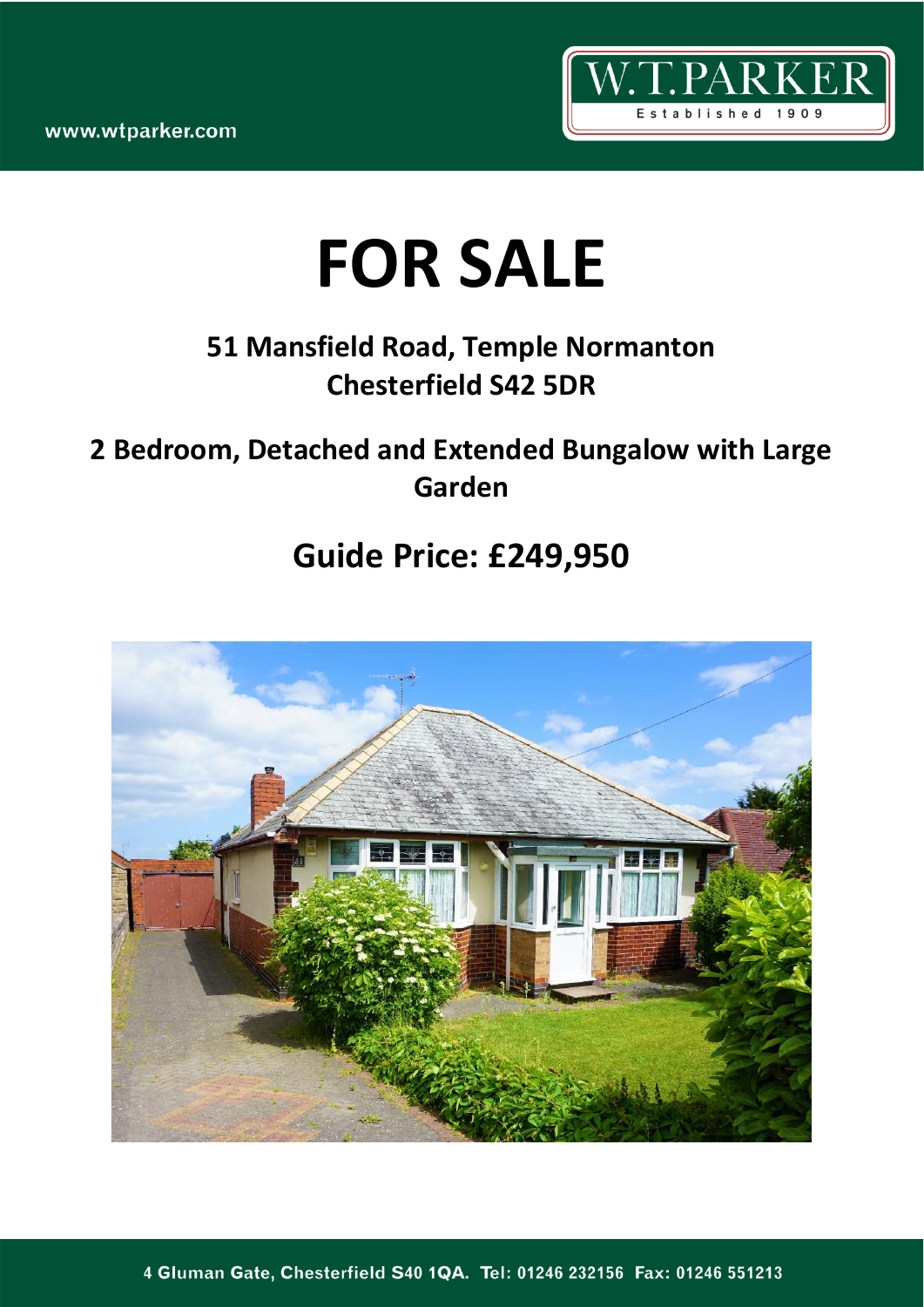www.wtparker.com

W.T.PARKER
Established 1909

# FOR SALE

## 51 Mansfield Road, Temple Normanton
## Chesterfield S42 5DR

## 2 Bedroom, Detached and Extended Bungalow with Large Garden

## Guide Price: £249,950

4 Gluman Gate, Chesterfield S40 1QA. Tel: 01246 232156 Fax: 01246 551213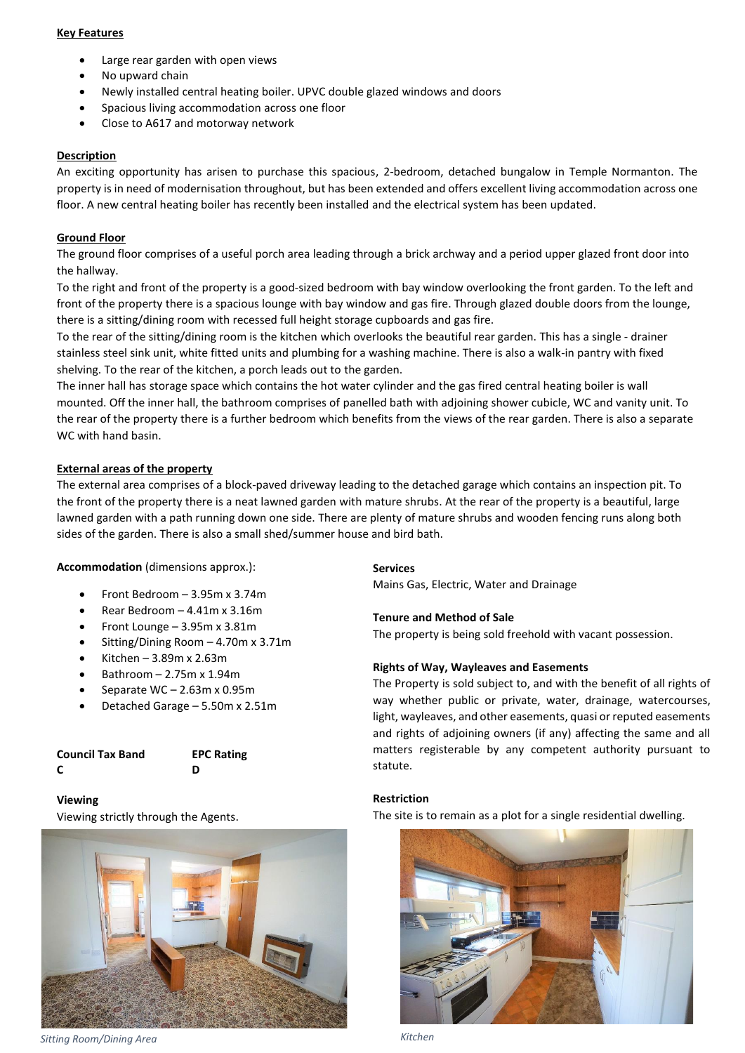**Key Features**

- Large rear garden with open views
- No upward chain
- Newly installed central heating boiler. UPVC double glazed windows and doors
- Spacious living accommodation across one floor
- Close to A617 and motorway network

**Description**

An exciting opportunity has arisen to purchase this spacious, 2-bedroom, detached bungalow in Temple Normanton. The property is in need of modernisation throughout, but has been extended and offers excellent living accommodation across one floor. A new central heating boiler has recently been installed and the electrical system has been updated.

**Ground Floor**

The ground floor comprises of a useful porch area leading through a brick archway and a period upper glazed front door into the hallway.

To the right and front of the property is a good-sized bedroom with bay window overlooking the front garden. To the left and front of the property there is a spacious lounge with bay window and gas fire. Through glazed double doors from the lounge, there is a sitting/dining room with recessed full height storage cupboards and gas fire.

To the rear of the sitting/dining room is the kitchen which overlooks the beautiful rear garden. This has a single - drainer stainless steel sink unit, white fitted units and plumbing for a washing machine. There is also a walk-in pantry with fixed shelving. To the rear of the kitchen, a porch leads out to the garden.

The inner hall has storage space which contains the hot water cylinder and the gas fired central heating boiler is wall mounted. Off the inner hall, the bathroom comprises of panelled bath with adjoining shower cubicle, WC and vanity unit. To the rear of the property there is a further bedroom which benefits from the views of the rear garden. There is also a separate WC with hand basin.

**External areas of the property**

The external area comprises of a block-paved driveway leading to the detached garage which contains an inspection pit. To the front of the property there is a neat lawned garden with mature shrubs. At the rear of the property is a beautiful, large lawned garden with a path running down one side. There are plenty of mature shrubs and wooden fencing runs along both sides of the garden. There is also a small shed/summer house and bird bath.

**Accommodation** (dimensions approx.):

- Front Bedroom – 3.95m x 3.74m
- Rear Bedroom – 4.41m x 3.16m
- Front Lounge – 3.95m x 3.81m
- Sitting/Dining Room – 4.70m x 3.71m
- Kitchen – 3.89m x 2.63m
- Bathroom – 2.75m x 1.94m
- Separate WC – 2.63m x 0.95m
- Detached Garage – 5.50m x 2.51m

| Council Tax Band | EPC Rating |
|---|---|
| C | D |

**Viewing**

Viewing strictly through the Agents.

*Sitting Room/Dining Area*

**Services**

Mains Gas, Electric, Water and Drainage

**Tenure and Method of Sale**

The property is being sold freehold with vacant possession.

**Rights of Way, Wayleaves and Easements**

The Property is sold subject to, and with the benefit of all rights of way whether public or private, water, drainage, watercourses, light, wayleaves, and other easements, quasi or reputed easements and rights of adjoining owners (if any) affecting the same and all matters registerable by any competent authority pursuant to statute.

**Restriction**

The site is to remain as a plot for a single residential dwelling.

*Kitchen*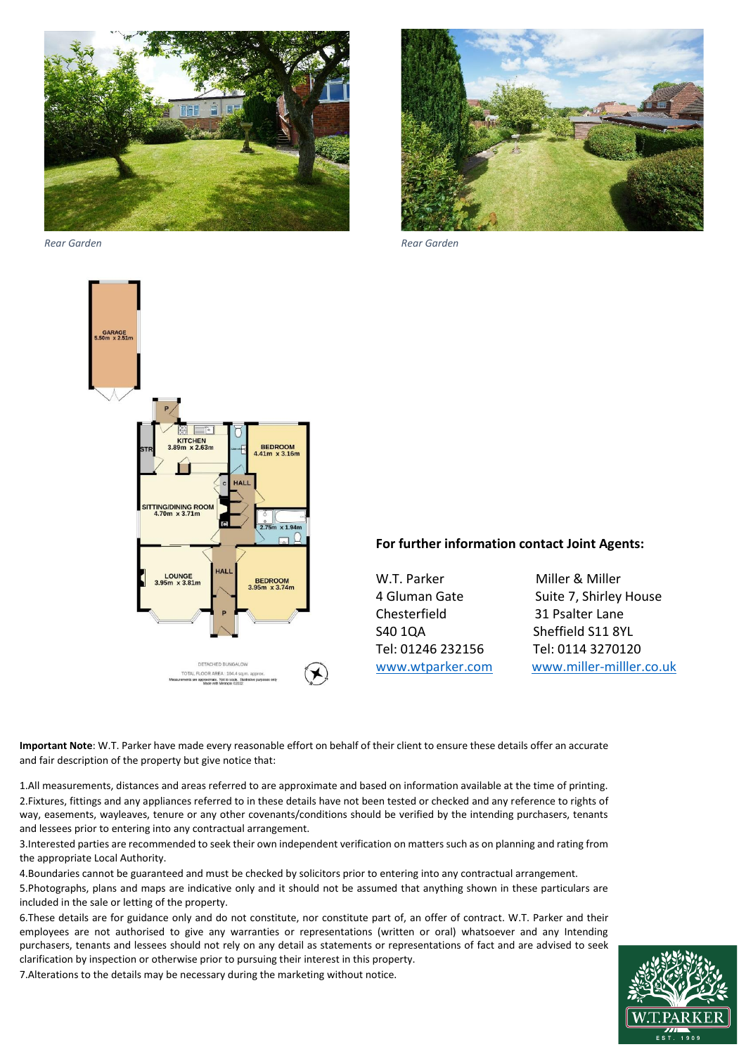*Rear Garden*

*Rear Garden*

GARAGE
5.50m x 2.51m

KITCHEN
3.89m x 2.63m

BEDROOM
4.41m x 3.16m

SITTING/DINING ROOM
4.70m x 3.71m

HALL

2.75m x 1.94m

LOUNGE
3.95m x 3.81m

BEDROOM
3.95m x 3.74m

DETACHED BUNGALOW
TOTAL FLOOR AREA : 104.4 sq.m. approx.

**For further information contact Joint Agents:**

W.T. Parker
4 Gluman Gate
Chesterfield
S40 1QA
Tel: 01246 232156
www.wtparker.com

Miller & Miller
Suite 7, Shirley House
31 Psalter Lane
Sheffield S11 8YL
Tel: 0114 3270120
www.miller-milller.co.uk

**Important Note**: W.T. Parker have made every reasonable effort on behalf of their client to ensure these details offer an accurate and fair description of the property but give notice that:

1.All measurements, distances and areas referred to are approximate and based on information available at the time of printing.
2.Fixtures, fittings and any appliances referred to in these details have not been tested or checked and any reference to rights of way, easements, wayleaves, tenure or any other covenants/conditions should be verified by the intending purchasers, tenants and lessees prior to entering into any contractual arrangement.
3.Interested parties are recommended to seek their own independent verification on matters such as on planning and rating from the appropriate Local Authority.
4.Boundaries cannot be guaranteed and must be checked by solicitors prior to entering into any contractual arrangement.
5.Photographs, plans and maps are indicative only and it should not be assumed that anything shown in these particulars are included in the sale or letting of the property.
6.These details are for guidance only and do not constitute, nor constitute part of, an offer of contract. W.T. Parker and their employees are not authorised to give any warranties or representations (written or oral) whatsoever and any Intending purchasers, tenants and lessees should not rely on any detail as statements or representations of fact and are advised to seek clarification by inspection or otherwise prior to pursuing their interest in this property.
7.Alterations to the details may be necessary during the marketing without notice.

W.T.PARKER
EST. 1909